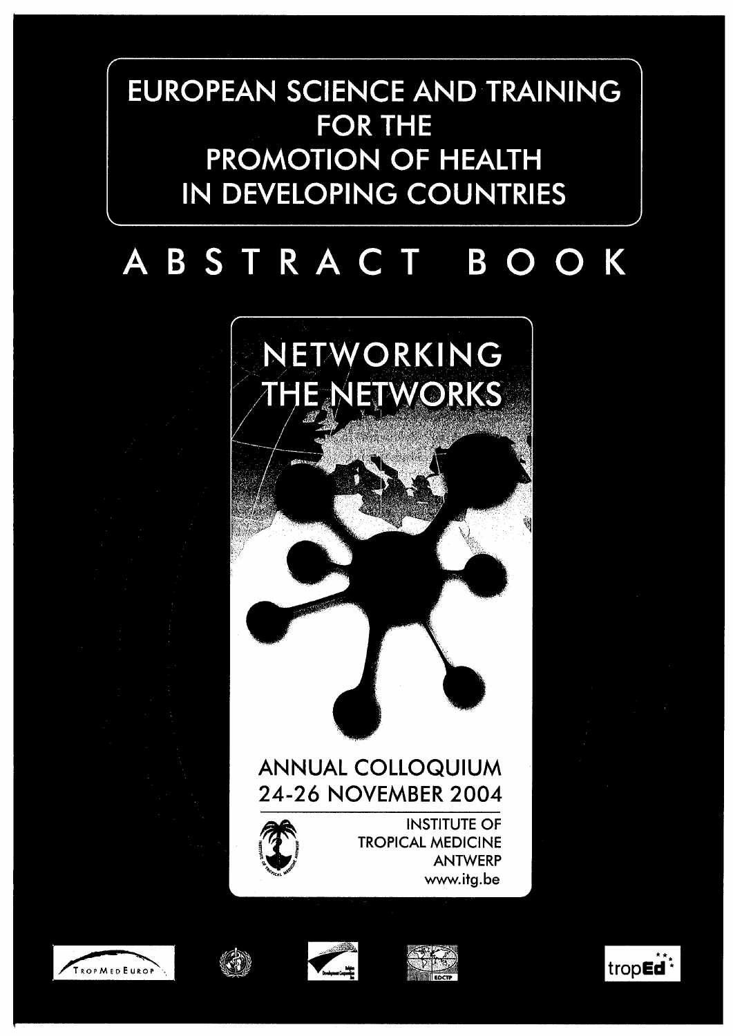# EUROPEAN SCIENCE AND TRAINING FOR THE PROMOTION OF HEALTH IN DEVELOPING COUNTRIES

# ABSTRACT BOOK

## NETWORKING THE NETWORKS

ANNUAL COLLOQUIUM
24-26 NOVEMBER 2004

INSTITUTE OF TROPICAL MEDICINE
ANTWERP
www.itg.be

TropMedEurop

EDCTP

tropEd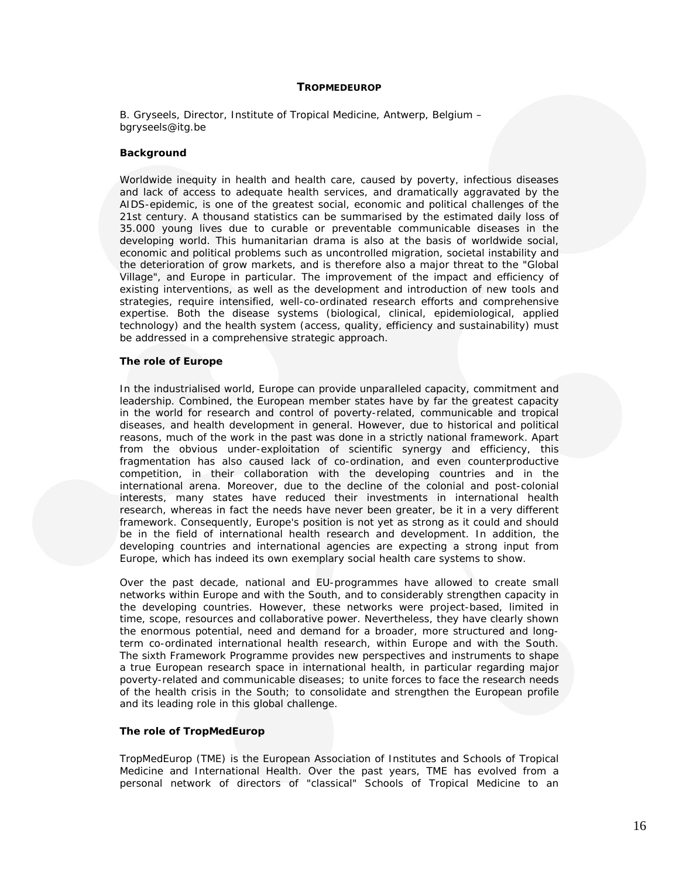## TROPMEDEUROP

B. Gryseels, Director, Institute of Tropical Medicine, Antwerp, Belgium – bgryseels@itg.be

### Background

Worldwide inequity in health and health care, caused by poverty, infectious diseases and lack of access to adequate health services, and dramatically aggravated by the AIDS-epidemic, is one of the greatest social, economic and political challenges of the 21st century. A thousand statistics can be summarised by the estimated daily loss of 35.000 young lives due to curable or preventable communicable diseases in the developing world. This humanitarian drama is also at the basis of worldwide social, economic and political problems such as uncontrolled migration, societal instability and the deterioration of grow markets, and is therefore also a major threat to the "Global Village", and Europe in particular. The improvement of the impact and efficiency of existing interventions, as well as the development and introduction of new tools and strategies, require intensified, well-co-ordinated research efforts and comprehensive expertise. Both the disease systems (biological, clinical, epidemiological, applied technology) and the health system (access, quality, efficiency and sustainability) must be addressed in a comprehensive strategic approach.

### The role of Europe

In the industrialised world, Europe can provide unparalleled capacity, commitment and leadership. Combined, the European member states have by far the greatest capacity in the world for research and control of poverty-related, communicable and tropical diseases, and health development in general. However, due to historical and political reasons, much of the work in the past was done in a strictly national framework. Apart from the obvious under-exploitation of scientific synergy and efficiency, this fragmentation has also caused lack of co-ordination, and even counterproductive competition, in their collaboration with the developing countries and in the international arena. Moreover, due to the decline of the colonial and post-colonial interests, many states have reduced their investments in international health research, whereas in fact the needs have never been greater, be it in a very different framework. Consequently, Europe's position is not yet as strong as it could and should be in the field of international health research and development. In addition, the developing countries and international agencies are expecting a strong input from Europe, which has indeed its own exemplary social health care systems to show.

Over the past decade, national and EU-programmes have allowed to create small networks within Europe and with the South, and to considerably strengthen capacity in the developing countries. However, these networks were project-based, limited in time, scope, resources and collaborative power. Nevertheless, they have clearly shown the enormous potential, need and demand for a broader, more structured and long-term co-ordinated international health research, within Europe and with the South. The sixth Framework Programme provides new perspectives and instruments to shape a true European research space in international health, in particular regarding major poverty-related and communicable diseases; to unite forces to face the research needs of the health crisis in the South; to consolidate and strengthen the European profile and its leading role in this global challenge.

### The role of TropMedEurop

TropMedEurop (TME) is the European Association of Institutes and Schools of Tropical Medicine and International Health. Over the past years, TME has evolved from a personal network of directors of "classical" Schools of Tropical Medicine to an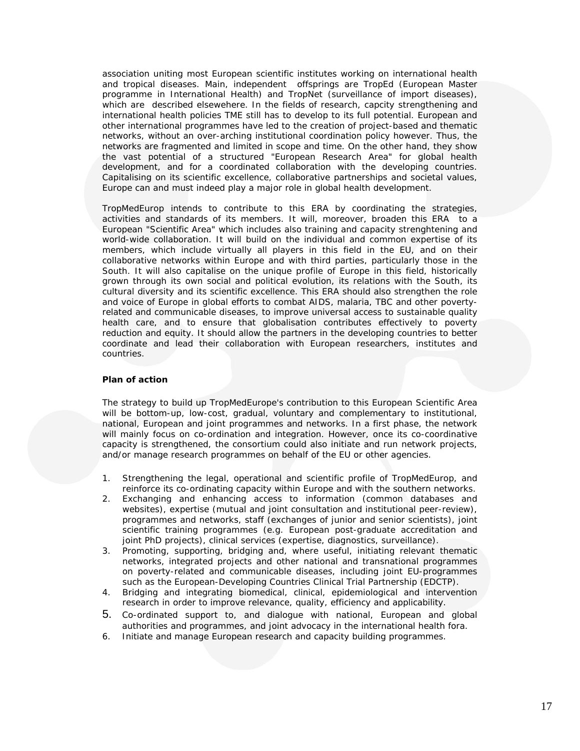association uniting most European scientific institutes working on international health and tropical diseases. Main, independent offsprings are TropEd (European Master programme in International Health) and TropNet (surveillance of import diseases), which are described elsewehere. In the fields of research, capcity strengthening and international health policies TME still has to develop to its full potential. European and other international programmes have led to the creation of project-based and thematic networks, without an over-arching institutional coordination policy however. Thus, the networks are fragmented and limited in scope and time. On the other hand, they show the vast potential of a structured "European Research Area" for global health development, and for a coordinated collaboration with the developing countries. Capitalising on its scientific excellence, collaborative partnerships and societal values, Europe can and must indeed play a major role in global health development.

TropMedEurop intends to contribute to this ERA by coordinating the strategies, activities and standards of its members. It will, moreover, broaden this ERA to a European "Scientific Area" which includes also training and capacity strenghtening and world-wide collaboration. It will build on the individual and common expertise of its members, which include virtually all players in this field in the EU, and on their collaborative networks within Europe and with third parties, particularly those in the South. It will also capitalise on the unique profile of Europe in this field, historically grown through its own social and political evolution, its relations with the South, its cultural diversity and its scientific excellence. This ERA should also strengthen the role and voice of Europe in global efforts to combat AIDS, malaria, TBC and other poverty-related and communicable diseases, to improve universal access to sustainable quality health care, and to ensure that globalisation contributes effectively to poverty reduction and equity. It should allow the partners in the developing countries to better coordinate and lead their collaboration with European researchers, institutes and countries.

**Plan of action**

The strategy to build up TropMedEurope's contribution to this European Scientific Area will be bottom-up, low-cost, gradual, voluntary and complementary to institutional, national, European and joint programmes and networks. In a first phase, the network will mainly focus on co-ordination and integration. However, once its co-coordinative capacity is strengthened, the consortium could also initiate and run network projects, and/or manage research programmes on behalf of the EU or other agencies.

1. Strengthening the legal, operational and scientific profile of TropMedEurop, and reinforce its co-ordinating capacity within Europe and with the southern networks.
2. Exchanging and enhancing access to information (common databases and websites), expertise (mutual and joint consultation and institutional peer-review), programmes and networks, staff (exchanges of junior and senior scientists), joint scientific training programmes (e.g. European post-graduate accreditation and joint PhD projects), clinical services (expertise, diagnostics, surveillance).
3. Promoting, supporting, bridging and, where useful, initiating relevant thematic networks, integrated projects and other national and transnational programmes on poverty-related and communicable diseases, including joint EU-programmes such as the European-Developing Countries Clinical Trial Partnership (EDCTP).
4. Bridging and integrating biomedical, clinical, epidemiological and intervention research in order to improve relevance, quality, efficiency and applicability.
5. Co-ordinated support to, and dialogue with national, European and global authorities and programmes, and joint advocacy in the international health fora.
6. Initiate and manage European research and capacity building programmes.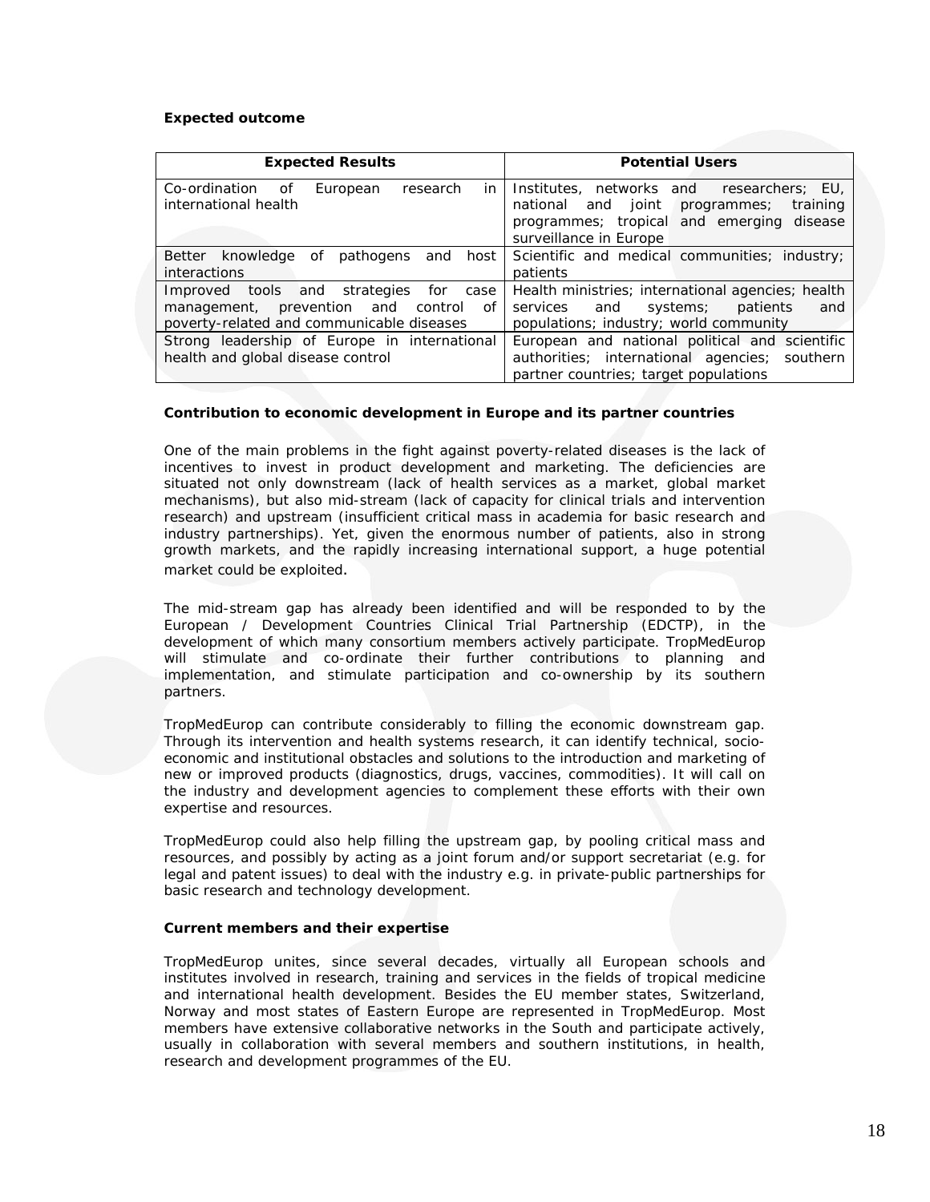**Expected outcome**

| Expected Results | Potential Users |
|---|---|
| Co-ordination of European research in international health | Institutes, networks and researchers; EU, national and joint programmes; training programmes; tropical and emerging disease surveillance in Europe |
| Better knowledge of pathogens and host interactions | Scientific and medical communities; industry; patients |
| Improved tools and strategies for case management, prevention and control of poverty-related and communicable diseases | Health ministries; international agencies; health services and systems; patients and populations; industry; world community |
| Strong leadership of Europe in international health and global disease control | European and national political and scientific authorities; international agencies; southern partner countries; target populations |

**Contribution to economic development in Europe and its partner countries**

One of the main problems in the fight against poverty-related diseases is the lack of incentives to invest in product development and marketing. The deficiencies are situated not only downstream (lack of health services as a market, global market mechanisms), but also mid-stream (lack of capacity for clinical trials and intervention research) and upstream (insufficient critical mass in academia for basic research and industry partnerships). Yet, given the enormous number of patients, also in strong growth markets, and the rapidly increasing international support, a huge potential market could be exploited.

The mid-stream gap has already been identified and will be responded to by the European / Development Countries Clinical Trial Partnership (EDCTP), in the development of which many consortium members actively participate. TropMedEurop will stimulate and co-ordinate their further contributions to planning and implementation, and stimulate participation and co-ownership by its southern partners.

TropMedEurop can contribute considerably to filling the economic downstream gap. Through its intervention and health systems research, it can identify technical, socio-economic and institutional obstacles and solutions to the introduction and marketing of new or improved products (diagnostics, drugs, vaccines, commodities). It will call on the industry and development agencies to complement these efforts with their own expertise and resources.

TropMedEurop could also help filling the upstream gap, by pooling critical mass and resources, and possibly by acting as a joint forum and/or support secretariat (e.g. for legal and patent issues) to deal with the industry e.g. in private-public partnerships for basic research and technology development.

**Current members and their expertise**

TropMedEurop unites, since several decades, virtually all European schools and institutes involved in research, training and services in the fields of tropical medicine and international health development. Besides the EU member states, Switzerland, Norway and most states of Eastern Europe are represented in TropMedEurop. Most members have extensive collaborative networks in the South and participate actively, usually in collaboration with several members and southern institutions, in health, research and development programmes of the EU.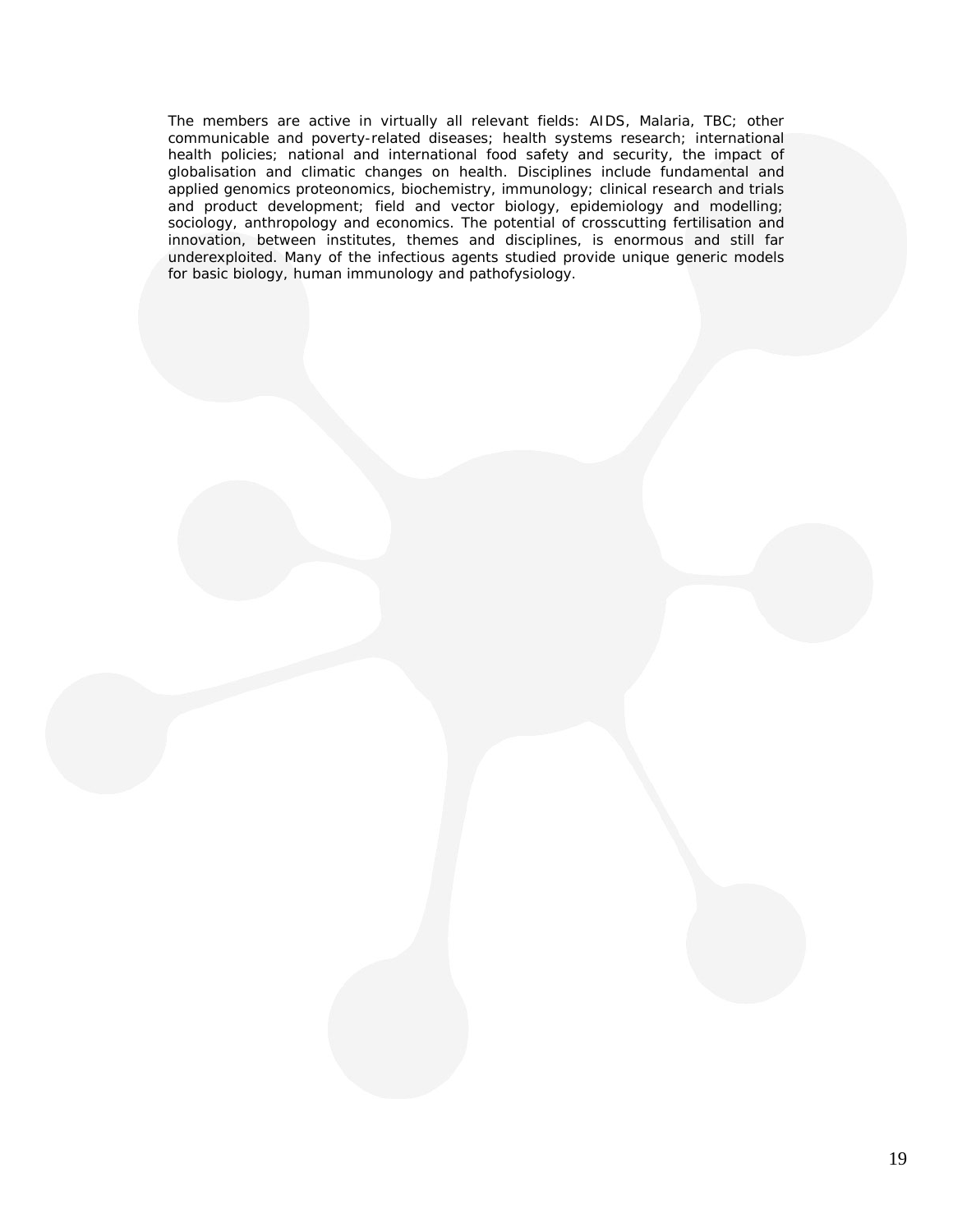The members are active in virtually all relevant fields: AIDS, Malaria, TBC; other communicable and poverty-related diseases; health systems research; international health policies; national and international food safety and security, the impact of globalisation and climatic changes on health. Disciplines include fundamental and applied genomics proteonomics, biochemistry, immunology; clinical research and trials and product development; field and vector biology, epidemiology and modelling; sociology, anthropology and economics. The potential of crosscutting fertilisation and innovation, between institutes, themes and disciplines, is enormous and still far underexploited. Many of the infectious agents studied provide unique generic models for basic biology, human immunology and pathofysiology.